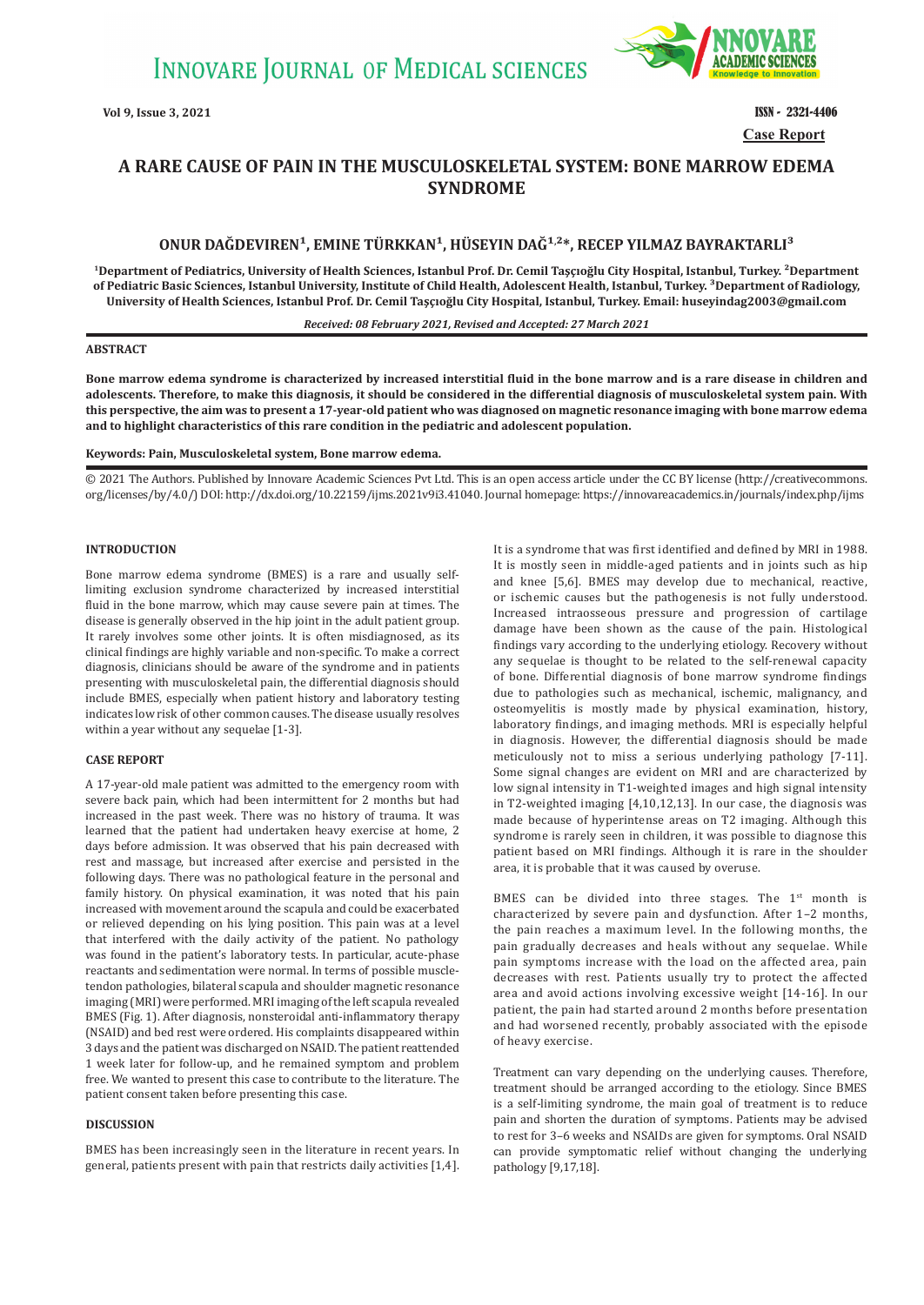Case Report

# A RARE CAUSE OF PAIN IN THE MUSCULOSKELETAL SYSTEM: BONE MARROW EDEMA SYNDROME

**ONUR DAĞDEVIREN[1], EMINE TÜRKKAN[1], HÜSEYIN DAĞ[1,2]*, RECEP YILMAZ BAYRAKTARLI[3]**

[1]Department of Pediatrics, University of Health Sciences, Istanbul Prof. Dr. Cemil Taşçıoğlu City Hospital, Istanbul, Turkey. [2]Department of Pediatric Basic Sciences, Istanbul University, Institute of Child Health, Adolescent Health, Istanbul, Turkey. [3]Department of Radiology, University of Health Sciences, Istanbul Prof. Dr. Cemil Taşçıoğlu City Hospital, Istanbul, Turkey. Email: huseyindag2003@gmail.com

*Received: 08 February 2021, Revised and Accepted: 27 March 2021*

## ABSTRACT

**Bone marrow edema syndrome is characterized by increased interstitial fluid in the bone marrow and is a rare disease in children and adolescents. Therefore, to make this diagnosis, it should be considered in the differential diagnosis of musculoskeletal system pain. With this perspective, the aim was to present a 17-year-old patient who was diagnosed on magnetic resonance imaging with bone marrow edema and to highlight characteristics of this rare condition in the pediatric and adolescent population.**

**Keywords: Pain, Musculoskeletal system, Bone marrow edema.**

© 2021 The Authors. Published by Innovare Academic Sciences Pvt Ltd. This is an open access article under the CC BY license (http://creativecommons.org/licenses/by/4.0/) DOI: http://dx.doi.org/10.22159/ijms.2021v9i3.41040. Journal homepage: https://innovareacademics.in/journals/index.php/ijms

## INTRODUCTION

Bone marrow edema syndrome (BMES) is a rare and usually self-limiting exclusion syndrome characterized by increased interstitial fluid in the bone marrow, which may cause severe pain at times. The disease is generally observed in the hip joint in the adult patient group. It rarely involves some other joints. It is often misdiagnosed, as its clinical findings are highly variable and non-specific. To make a correct diagnosis, clinicians should be aware of the syndrome and in patients presenting with musculoskeletal pain, the differential diagnosis should include BMES, especially when patient history and laboratory testing indicates low risk of other common causes. The disease usually resolves within a year without any sequelae [1-3].

## CASE REPORT

A 17-year-old male patient was admitted to the emergency room with severe back pain, which had been intermittent for 2 months but had increased in the past week. There was no history of trauma. It was learned that the patient had undertaken heavy exercise at home, 2 days before admission. It was observed that his pain decreased with rest and massage, but increased after exercise and persisted in the following days. There was no pathological feature in the personal and family history. On physical examination, it was noted that his pain increased with movement around the scapula and could be exacerbated or relieved depending on his lying position. This pain was at a level that interfered with the daily activity of the patient. No pathology was found in the patient's laboratory tests. In particular, acute-phase reactants and sedimentation were normal. In terms of possible muscle-tendon pathologies, bilateral scapula and shoulder magnetic resonance imaging (MRI) were performed. MRI imaging of the left scapula revealed BMES (Fig. 1). After diagnosis, nonsteroidal anti-inflammatory therapy (NSAID) and bed rest were ordered. His complaints disappeared within 3 days and the patient was discharged on NSAID. The patient reattended 1 week later for follow-up, and he remained symptom and problem free. We wanted to present this case to contribute to the literature. The patient consent taken before presenting this case.

## DISCUSSION

BMES has been increasingly seen in the literature in recent years. In general, patients present with pain that restricts daily activities [1,4]. It is a syndrome that was first identified and defined by MRI in 1988. It is mostly seen in middle-aged patients and in joints such as hip and knee [5,6]. BMES may develop due to mechanical, reactive, or ischemic causes but the pathogenesis is not fully understood. Increased intraosseous pressure and progression of cartilage damage have been shown as the cause of the pain. Histological findings vary according to the underlying etiology. Recovery without any sequelae is thought to be related to the self-renewal capacity of bone. Differential diagnosis of bone marrow syndrome findings due to pathologies such as mechanical, ischemic, malignancy, and osteomyelitis is mostly made by physical examination, history, laboratory findings, and imaging methods. MRI is especially helpful in diagnosis. However, the differential diagnosis should be made meticulously not to miss a serious underlying pathology [7-11]. Some signal changes are evident on MRI and are characterized by low signal intensity in T1-weighted images and high signal intensity in T2-weighted imaging [4,10,12,13]. In our case, the diagnosis was made because of hyperintense areas on T2 imaging. Although this syndrome is rarely seen in children, it was possible to diagnose this patient based on MRI findings. Although it is rare in the shoulder area, it is probable that it was caused by overuse.

BMES can be divided into three stages. The 1st month is characterized by severe pain and dysfunction. After 1–2 months, the pain reaches a maximum level. In the following months, the pain gradually decreases and heals without any sequelae. While pain symptoms increase with the load on the affected area, pain decreases with rest. Patients usually try to protect the affected area and avoid actions involving excessive weight [14-16]. In our patient, the pain had started around 2 months before presentation and had worsened recently, probably associated with the episode of heavy exercise.

Treatment can vary depending on the underlying causes. Therefore, treatment should be arranged according to the etiology. Since BMES is a self-limiting syndrome, the main goal of treatment is to reduce pain and shorten the duration of symptoms. Patients may be advised to rest for 3–6 weeks and NSAIDs are given for symptoms. Oral NSAID can provide symptomatic relief without changing the underlying pathology [9,17,18].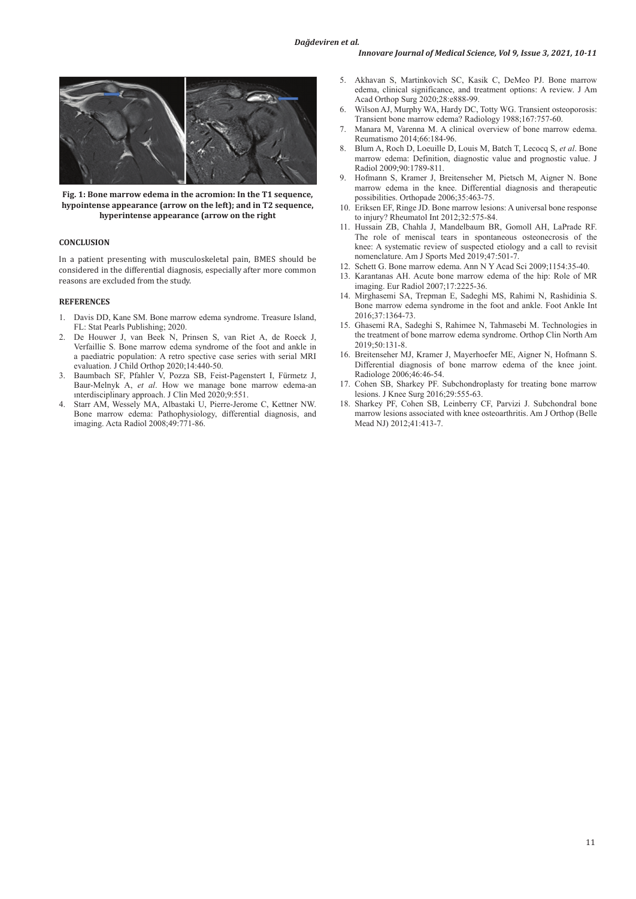Fig. 1: Bone marrow edema in the acromion: In the T1 sequence, hypointense appearance (arrow on the left); and in T2 sequence, hyperintense appearance (arrow on the right

## CONCLUSION

In a patient presenting with musculoskeletal pain, BMES should be considered in the differential diagnosis, especially after more common reasons are excluded from the study.

## REFERENCES

1. Davis DD, Kane SM. Bone marrow edema syndrome. Treasure Island, FL: Stat Pearls Publishing; 2020.
2. De Houwer J, van Beek N, Prinsen S, van Riet A, de Roeck J, Verfaillie S. Bone marrow edema syndrome of the foot and ankle in a paediatric population: A retro spective case series with serial MRI evaluation. J Child Orthop 2020;14:440-50.
3. Baumbach SF, Pfahler V, Pozza SB, Feist-Pagenstert I, Fürmetz J, Baur-Melnyk A, *et al*. How we manage bone marrow edema-an ınterdisciplinary approach. J Clin Med 2020;9:551.
4. Starr AM, Wessely MA, Albastaki U, Pierre-Jerome C, Kettner NW. Bone marrow edema: Pathophysiology, differential diagnosis, and imaging. Acta Radiol 2008;49:771-86.
5. Akhavan S, Martinkovich SC, Kasik C, DeMeo PJ. Bone marrow edema, clinical significance, and treatment options: A review. J Am Acad Orthop Surg 2020;28:e888-99.
6. Wilson AJ, Murphy WA, Hardy DC, Totty WG. Transient osteoporosis: Transient bone marrow edema? Radiology 1988;167:757-60.
7. Manara M, Varenna M. A clinical overview of bone marrow edema. Reumatismo 2014;66:184-96.
8. Blum A, Roch D, Loeuille D, Louis M, Batch T, Lecocq S, *et al*. Bone marrow edema: Definition, diagnostic value and prognostic value. J Radiol 2009;90:1789-811.
9. Hofmann S, Kramer J, Breitenseher M, Pietsch M, Aigner N. Bone marrow edema in the knee. Differential diagnosis and therapeutic possibilities. Orthopade 2006;35:463-75.
10. Eriksen EF, Ringe JD. Bone marrow lesions: A universal bone response to injury? Rheumatol Int 2012;32:575-84.
11. Hussain ZB, Chahla J, Mandelbaum BR, Gomoll AH, LaPrade RF. The role of meniscal tears in spontaneous osteonecrosis of the knee: A systematic review of suspected etiology and a call to revisit nomenclature. Am J Sports Med 2019;47:501-7.
12. Schett G. Bone marrow edema. Ann N Y Acad Sci 2009;1154:35-40.
13. Karantanas AH. Acute bone marrow edema of the hip: Role of MR imaging. Eur Radiol 2007;17:2225-36.
14. Mirghasemi SA, Trepman E, Sadeghi MS, Rahimi N, Rashidinia S. Bone marrow edema syndrome in the foot and ankle. Foot Ankle Int 2016;37:1364-73.
15. Ghasemi RA, Sadeghi S, Rahimee N, Tahmasebi M. Technologies in the treatment of bone marrow edema syndrome. Orthop Clin North Am 2019;50:131-8.
16. Breitenseher MJ, Kramer J, Mayerhoefer ME, Aigner N, Hofmann S. Differential diagnosis of bone marrow edema of the knee joint. Radiologe 2006;46:46-54.
17. Cohen SB, Sharkey PF. Subchondroplasty for treating bone marrow lesions. J Knee Surg 2016;29:555-63.
18. Sharkey PF, Cohen SB, Leinberry CF, Parvizi J. Subchondral bone marrow lesions associated with knee osteoarthritis. Am J Orthop (Belle Mead NJ) 2012;41:413-7.